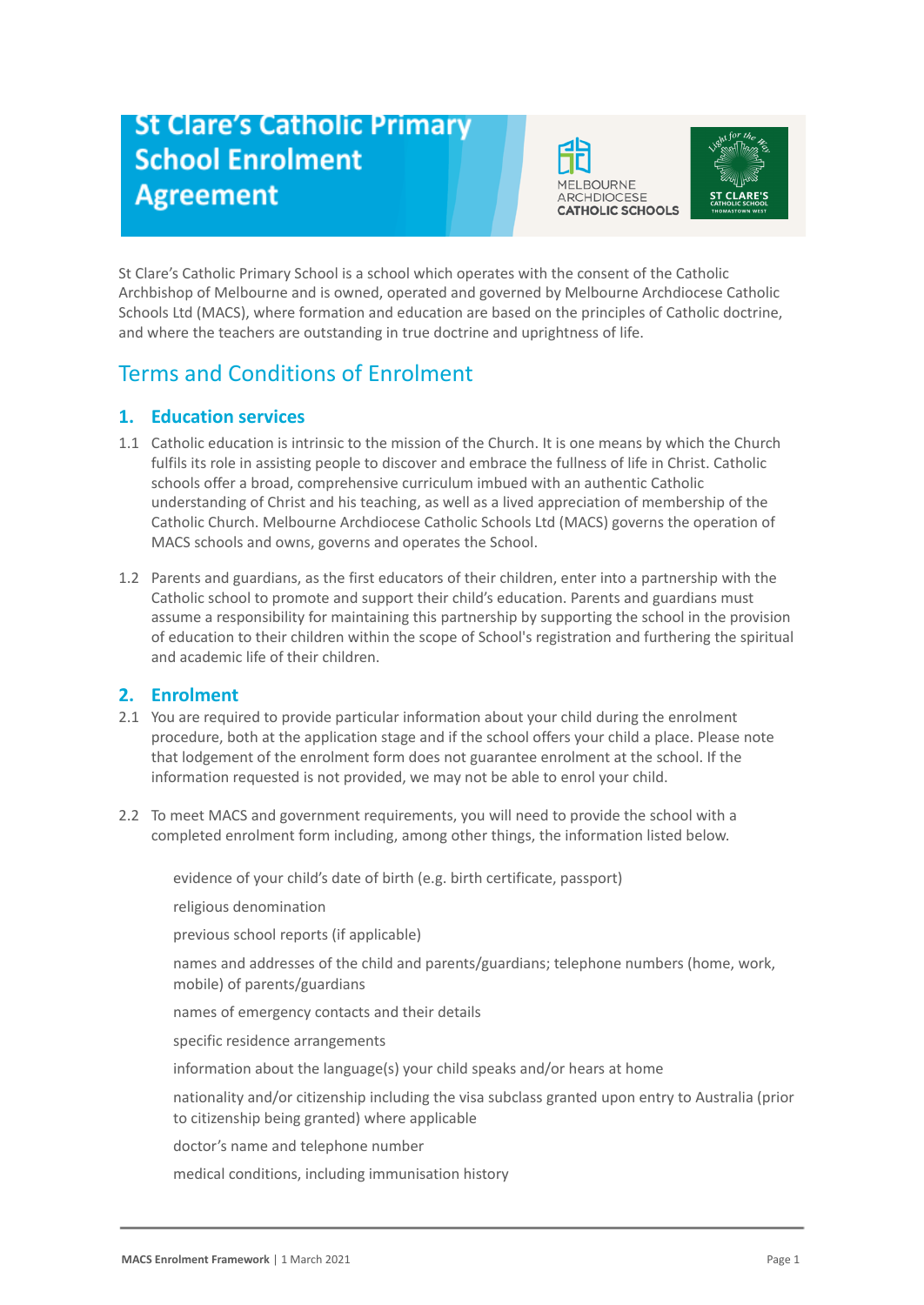# St Clare's Catholic Primary School Enrolment Agreement

St Clare's Catholic Primary School is a school which operates with the consent of the Catholic Archbishop of Melbourne and is owned, operated and governed by Melbourne Archdiocese Catholic Schools Ltd (MACS), where formation and education are based on the principles of Catholic doctrine, and where the teachers are outstanding in true doctrine and uprightness of life.

## Terms and Conditions of Enrolment

### 1. Education services

1.1 Catholic education is intrinsic to the mission of the Church. It is one means by which the Church fulfils its role in assisting people to discover and embrace the fullness of life in Christ. Catholic schools offer a broad, comprehensive curriculum imbued with an authentic Catholic understanding of Christ and his teaching, as well as a lived appreciation of membership of the Catholic Church. Melbourne Archdiocese Catholic Schools Ltd (MACS) governs the operation of MACS schools and owns, governs and operates the School.

1.2 Parents and guardians, as the first educators of their children, enter into a partnership with the Catholic school to promote and support their child's education. Parents and guardians must assume a responsibility for maintaining this partnership by supporting the school in the provision of education to their children within the scope of School's registration and furthering the spiritual and academic life of their children.

### 2. Enrolment

2.1 You are required to provide particular information about your child during the enrolment procedure, both at the application stage and if the school offers your child a place. Please note that lodgement of the enrolment form does not guarantee enrolment at the school. If the information requested is not provided, we may not be able to enrol your child.

2.2 To meet MACS and government requirements, you will need to provide the school with a completed enrolment form including, among other things, the information listed below.

- evidence of your child's date of birth (e.g. birth certificate, passport)
- religious denomination
- previous school reports (if applicable)
- names and addresses of the child and parents/guardians; telephone numbers (home, work, mobile) of parents/guardians
- names of emergency contacts and their details
- specific residence arrangements
- information about the language(s) your child speaks and/or hears at home
- nationality and/or citizenship including the visa subclass granted upon entry to Australia (prior to citizenship being granted) where applicable
- doctor's name and telephone number
- medical conditions, including immunisation history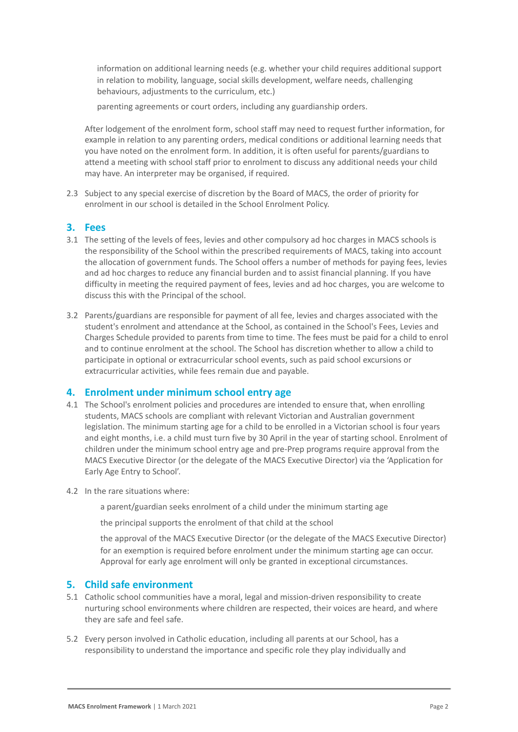- information on additional learning needs (e.g. whether your child requires additional support in relation to mobility, language, social skills development, welfare needs, challenging behaviours, adjustments to the curriculum, etc.)
- parenting agreements or court orders, including any guardianship orders.

After lodgement of the enrolment form, school staff may need to request further information, for example in relation to any parenting orders, medical conditions or additional learning needs that you have noted on the enrolment form. In addition, it is often useful for parents/guardians to attend a meeting with school staff prior to enrolment to discuss any additional needs your child may have. An interpreter may be organised, if required.

2.3 Subject to any special exercise of discretion by the Board of MACS, the order of priority for enrolment in our school is detailed in the School Enrolment Policy.

## 3. Fees

3.1 The setting of the levels of fees, levies and other compulsory ad hoc charges in MACS schools is the responsibility of the School within the prescribed requirements of MACS, taking into account the allocation of government funds. The School offers a number of methods for paying fees, levies and ad hoc charges to reduce any financial burden and to assist financial planning. If you have difficulty in meeting the required payment of fees, levies and ad hoc charges, you are welcome to discuss this with the Principal of the school.

3.2 Parents/guardians are responsible for payment of all fee, levies and charges associated with the student's enrolment and attendance at the School, as contained in the School's Fees, Levies and Charges Schedule provided to parents from time to time. The fees must be paid for a child to enrol and to continue enrolment at the school. The School has discretion whether to allow a child to participate in optional or extracurricular school events, such as paid school excursions or extracurricular activities, while fees remain due and payable.

## 4. Enrolment under minimum school entry age

4.1 The School's enrolment policies and procedures are intended to ensure that, when enrolling students, MACS schools are compliant with relevant Victorian and Australian government legislation. The minimum starting age for a child to be enrolled in a Victorian school is four years and eight months, i.e. a child must turn five by 30 April in the year of starting school. Enrolment of children under the minimum school entry age and pre-Prep programs require approval from the MACS Executive Director (or the delegate of the MACS Executive Director) via the 'Application for Early Age Entry to School'.

4.2 In the rare situations where:

- a parent/guardian seeks enrolment of a child under the minimum starting age
- the principal supports the enrolment of that child at the school
- the approval of the MACS Executive Director (or the delegate of the MACS Executive Director) for an exemption is required before enrolment under the minimum starting age can occur. Approval for early age enrolment will only be granted in exceptional circumstances.

## 5. Child safe environment

5.1 Catholic school communities have a moral, legal and mission-driven responsibility to create nurturing school environments where children are respected, their voices are heard, and where they are safe and feel safe.

5.2 Every person involved in Catholic education, including all parents at our School, has a responsibility to understand the importance and specific role they play individually and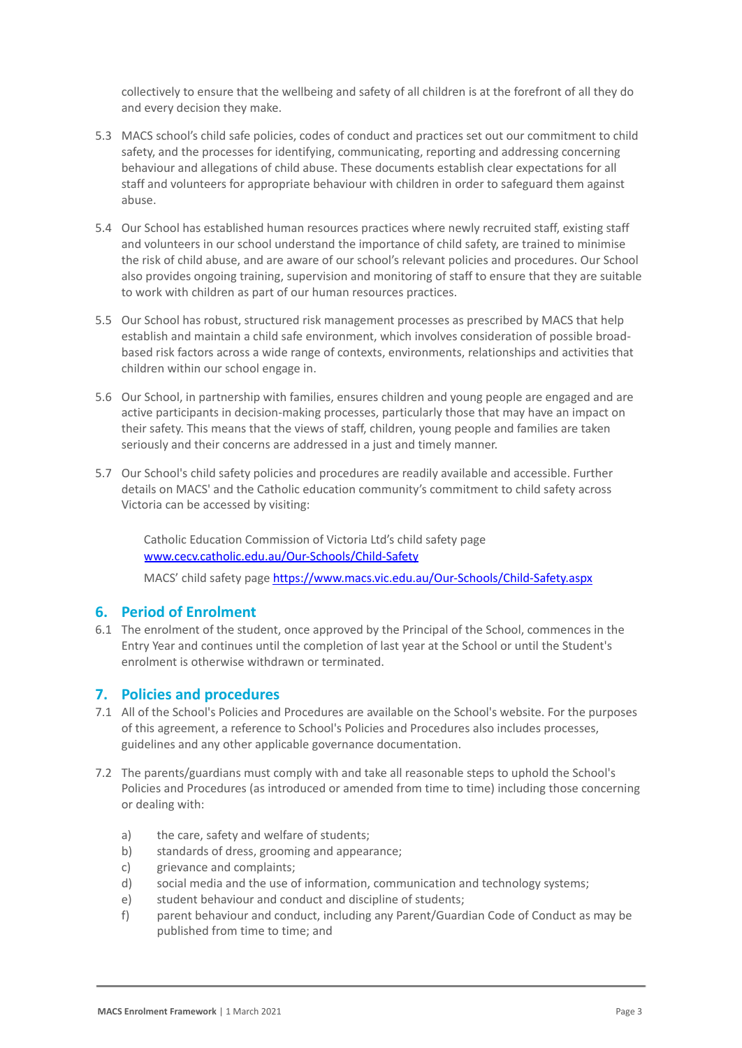collectively to ensure that the wellbeing and safety of all children is at the forefront of all they do and every decision they make.

5.3 MACS school's child safe policies, codes of conduct and practices set out our commitment to child safety, and the processes for identifying, communicating, reporting and addressing concerning behaviour and allegations of child abuse. These documents establish clear expectations for all staff and volunteers for appropriate behaviour with children in order to safeguard them against abuse.

5.4 Our School has established human resources practices where newly recruited staff, existing staff and volunteers in our school understand the importance of child safety, are trained to minimise the risk of child abuse, and are aware of our school's relevant policies and procedures. Our School also provides ongoing training, supervision and monitoring of staff to ensure that they are suitable to work with children as part of our human resources practices.

5.5 Our School has robust, structured risk management processes as prescribed by MACS that help establish and maintain a child safe environment, which involves consideration of possible broad-based risk factors across a wide range of contexts, environments, relationships and activities that children within our school engage in.

5.6 Our School, in partnership with families, ensures children and young people are engaged and are active participants in decision-making processes, particularly those that may have an impact on their safety. This means that the views of staff, children, young people and families are taken seriously and their concerns are addressed in a just and timely manner.

5.7 Our School's child safety policies and procedures are readily available and accessible. Further details on MACS' and the Catholic education community's commitment to child safety across Victoria can be accessed by visiting:

Catholic Education Commission of Victoria Ltd's child safety page [www.cecv.catholic.edu.au/Our-Schools/Child-Safety](www.cecv.catholic.edu.au/Our-Schools/Child-Safety)

MACS' child safety page [https://www.macs.vic.edu.au/Our-Schools/Child-Safety.aspx](https://www.macs.vic.edu.au/Our-Schools/Child-Safety.aspx)

## 6. Period of Enrolment

6.1 The enrolment of the student, once approved by the Principal of the School, commences in the Entry Year and continues until the completion of last year at the School or until the Student's enrolment is otherwise withdrawn or terminated.

## 7. Policies and procedures

7.1 All of the School's Policies and Procedures are available on the School's website. For the purposes of this agreement, a reference to School's Policies and Procedures also includes processes, guidelines and any other applicable governance documentation.

7.2 The parents/guardians must comply with and take all reasonable steps to uphold the School's Policies and Procedures (as introduced or amended from time to time) including those concerning or dealing with:

a) the care, safety and welfare of students;
b) standards of dress, grooming and appearance;
c) grievance and complaints;
d) social media and the use of information, communication and technology systems;
e) student behaviour and conduct and discipline of students;
f) parent behaviour and conduct, including any Parent/Guardian Code of Conduct as may be published from time to time; and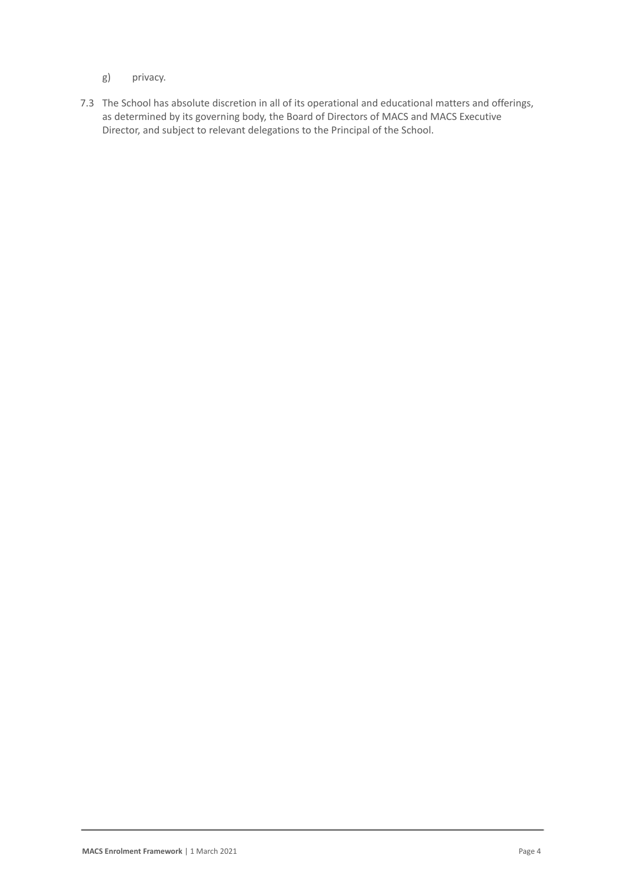g) privacy.

7.3 The School has absolute discretion in all of its operational and educational matters and offerings, as determined by its governing body, the Board of Directors of MACS and MACS Executive Director, and subject to relevant delegations to the Principal of the School.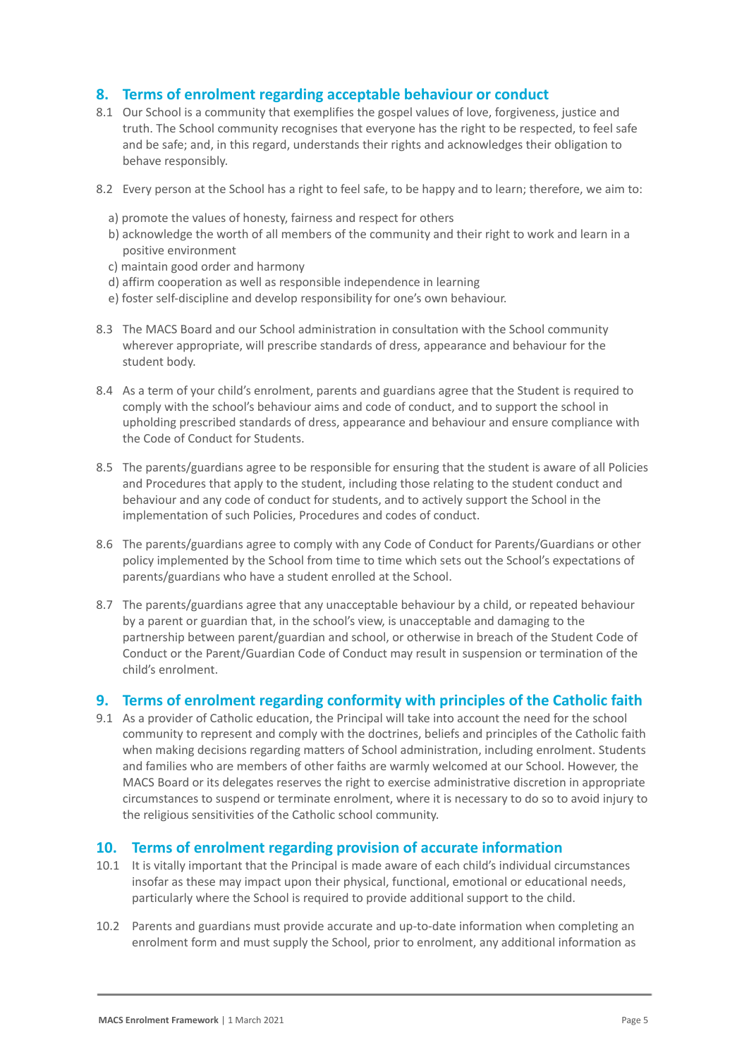## 8. Terms of enrolment regarding acceptable behaviour or conduct

8.1 Our School is a community that exemplifies the gospel values of love, forgiveness, justice and truth. The School community recognises that everyone has the right to be respected, to feel safe and be safe; and, in this regard, understands their rights and acknowledges their obligation to behave responsibly.

8.2 Every person at the School has a right to feel safe, to be happy and to learn; therefore, we aim to:

a) promote the values of honesty, fairness and respect for others
b) acknowledge the worth of all members of the community and their right to work and learn in a positive environment
c) maintain good order and harmony
d) affirm cooperation as well as responsible independence in learning
e) foster self-discipline and develop responsibility for one's own behaviour.

8.3 The MACS Board and our School administration in consultation with the School community wherever appropriate, will prescribe standards of dress, appearance and behaviour for the student body.

8.4 As a term of your child's enrolment, parents and guardians agree that the Student is required to comply with the school's behaviour aims and code of conduct, and to support the school in upholding prescribed standards of dress, appearance and behaviour and ensure compliance with the Code of Conduct for Students.

8.5 The parents/guardians agree to be responsible for ensuring that the student is aware of all Policies and Procedures that apply to the student, including those relating to the student conduct and behaviour and any code of conduct for students, and to actively support the School in the implementation of such Policies, Procedures and codes of conduct.

8.6 The parents/guardians agree to comply with any Code of Conduct for Parents/Guardians or other policy implemented by the School from time to time which sets out the School's expectations of parents/guardians who have a student enrolled at the School.

8.7 The parents/guardians agree that any unacceptable behaviour by a child, or repeated behaviour by a parent or guardian that, in the school's view, is unacceptable and damaging to the partnership between parent/guardian and school, or otherwise in breach of the Student Code of Conduct or the Parent/Guardian Code of Conduct may result in suspension or termination of the child's enrolment.

## 9. Terms of enrolment regarding conformity with principles of the Catholic faith

9.1 As a provider of Catholic education, the Principal will take into account the need for the school community to represent and comply with the doctrines, beliefs and principles of the Catholic faith when making decisions regarding matters of School administration, including enrolment. Students and families who are members of other faiths are warmly welcomed at our School. However, the MACS Board or its delegates reserves the right to exercise administrative discretion in appropriate circumstances to suspend or terminate enrolment, where it is necessary to do so to avoid injury to the religious sensitivities of the Catholic school community.

## 10. Terms of enrolment regarding provision of accurate information

10.1 It is vitally important that the Principal is made aware of each child's individual circumstances insofar as these may impact upon their physical, functional, emotional or educational needs, particularly where the School is required to provide additional support to the child.

10.2 Parents and guardians must provide accurate and up-to-date information when completing an enrolment form and must supply the School, prior to enrolment, any additional information as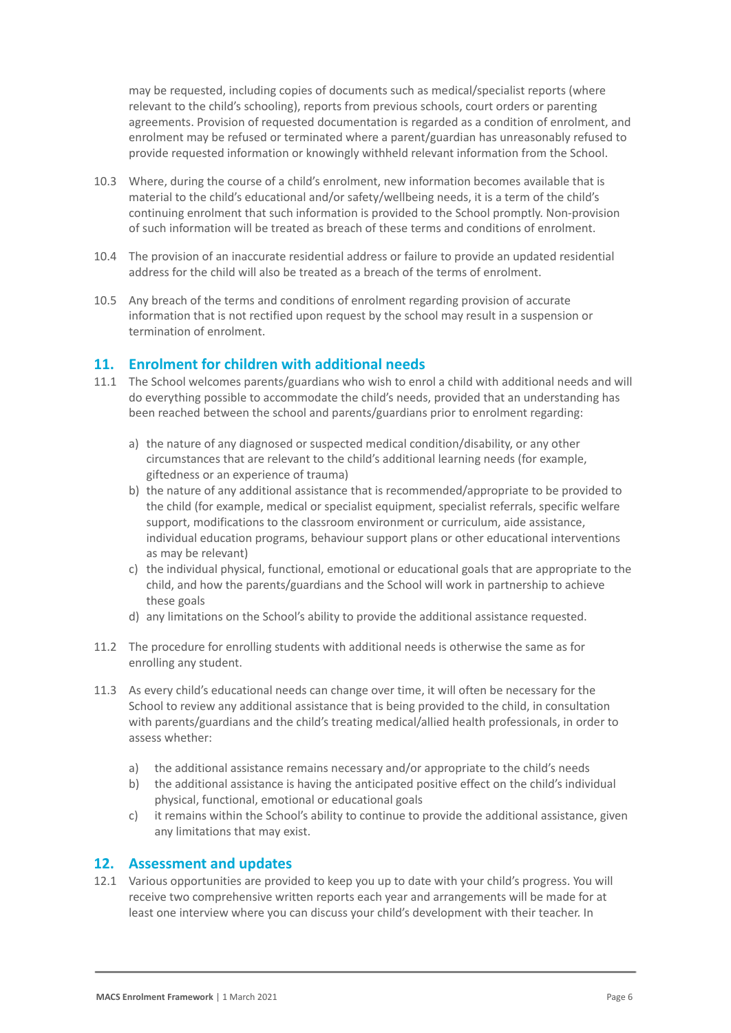may be requested, including copies of documents such as medical/specialist reports (where relevant to the child's schooling), reports from previous schools, court orders or parenting agreements. Provision of requested documentation is regarded as a condition of enrolment, and enrolment may be refused or terminated where a parent/guardian has unreasonably refused to provide requested information or knowingly withheld relevant information from the School.

10.3 Where, during the course of a child's enrolment, new information becomes available that is material to the child's educational and/or safety/wellbeing needs, it is a term of the child's continuing enrolment that such information is provided to the School promptly. Non-provision of such information will be treated as breach of these terms and conditions of enrolment.

10.4 The provision of an inaccurate residential address or failure to provide an updated residential address for the child will also be treated as a breach of the terms of enrolment.

10.5 Any breach of the terms and conditions of enrolment regarding provision of accurate information that is not rectified upon request by the school may result in a suspension or termination of enrolment.

## 11. Enrolment for children with additional needs

11.1 The School welcomes parents/guardians who wish to enrol a child with additional needs and will do everything possible to accommodate the child's needs, provided that an understanding has been reached between the school and parents/guardians prior to enrolment regarding:

a) the nature of any diagnosed or suspected medical condition/disability, or any other circumstances that are relevant to the child's additional learning needs (for example, giftedness or an experience of trauma)
b) the nature of any additional assistance that is recommended/appropriate to be provided to the child (for example, medical or specialist equipment, specialist referrals, specific welfare support, modifications to the classroom environment or curriculum, aide assistance, individual education programs, behaviour support plans or other educational interventions as may be relevant)
c) the individual physical, functional, emotional or educational goals that are appropriate to the child, and how the parents/guardians and the School will work in partnership to achieve these goals
d) any limitations on the School's ability to provide the additional assistance requested.

11.2 The procedure for enrolling students with additional needs is otherwise the same as for enrolling any student.

11.3 As every child's educational needs can change over time, it will often be necessary for the School to review any additional assistance that is being provided to the child, in consultation with parents/guardians and the child's treating medical/allied health professionals, in order to assess whether:

a) the additional assistance remains necessary and/or appropriate to the child's needs
b) the additional assistance is having the anticipated positive effect on the child's individual physical, functional, emotional or educational goals
c) it remains within the School's ability to continue to provide the additional assistance, given any limitations that may exist.

## 12. Assessment and updates

12.1 Various opportunities are provided to keep you up to date with your child's progress. You will receive two comprehensive written reports each year and arrangements will be made for at least one interview where you can discuss your child's development with their teacher. In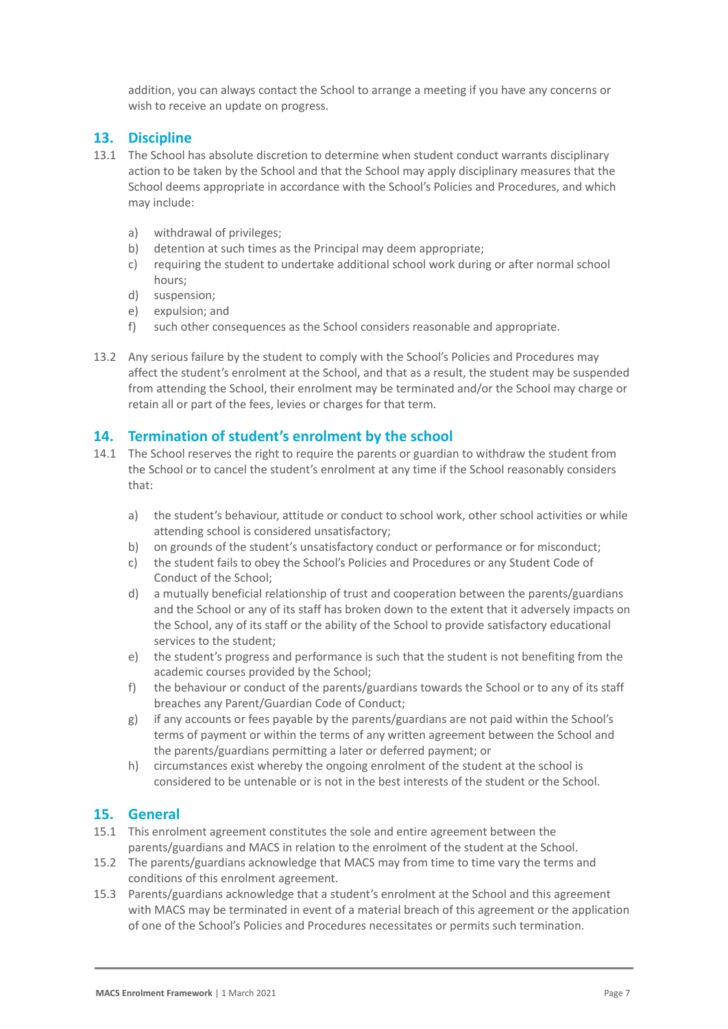addition, you can always contact the School to arrange a meeting if you have any concerns or wish to receive an update on progress.

## 13. Discipline

13.1 The School has absolute discretion to determine when student conduct warrants disciplinary action to be taken by the School and that the School may apply disciplinary measures that the School deems appropriate in accordance with the School's Policies and Procedures, and which may include:

a) withdrawal of privileges;
b) detention at such times as the Principal may deem appropriate;
c) requiring the student to undertake additional school work during or after normal school hours;
d) suspension;
e) expulsion; and
f) such other consequences as the School considers reasonable and appropriate.

13.2 Any serious failure by the student to comply with the School's Policies and Procedures may affect the student's enrolment at the School, and that as a result, the student may be suspended from attending the School, their enrolment may be terminated and/or the School may charge or retain all or part of the fees, levies or charges for that term.

## 14. Termination of student's enrolment by the school

14.1 The School reserves the right to require the parents or guardian to withdraw the student from the School or to cancel the student's enrolment at any time if the School reasonably considers that:

a) the student's behaviour, attitude or conduct to school work, other school activities or while attending school is considered unsatisfactory;
b) on grounds of the student's unsatisfactory conduct or performance or for misconduct;
c) the student fails to obey the School's Policies and Procedures or any Student Code of Conduct of the School;
d) a mutually beneficial relationship of trust and cooperation between the parents/guardians and the School or any of its staff has broken down to the extent that it adversely impacts on the School, any of its staff or the ability of the School to provide satisfactory educational services to the student;
e) the student's progress and performance is such that the student is not benefiting from the academic courses provided by the School;
f) the behaviour or conduct of the parents/guardians towards the School or to any of its staff breaches any Parent/Guardian Code of Conduct;
g) if any accounts or fees payable by the parents/guardians are not paid within the School's terms of payment or within the terms of any written agreement between the School and the parents/guardians permitting a later or deferred payment; or
h) circumstances exist whereby the ongoing enrolment of the student at the school is considered to be untenable or is not in the best interests of the student or the School.

## 15. General

15.1 This enrolment agreement constitutes the sole and entire agreement between the parents/guardians and MACS in relation to the enrolment of the student at the School.

15.2 The parents/guardians acknowledge that MACS may from time to time vary the terms and conditions of this enrolment agreement.

15.3 Parents/guardians acknowledge that a student's enrolment at the School and this agreement with MACS may be terminated in event of a material breach of this agreement or the application of one of the School's Policies and Procedures necessitates or permits such termination.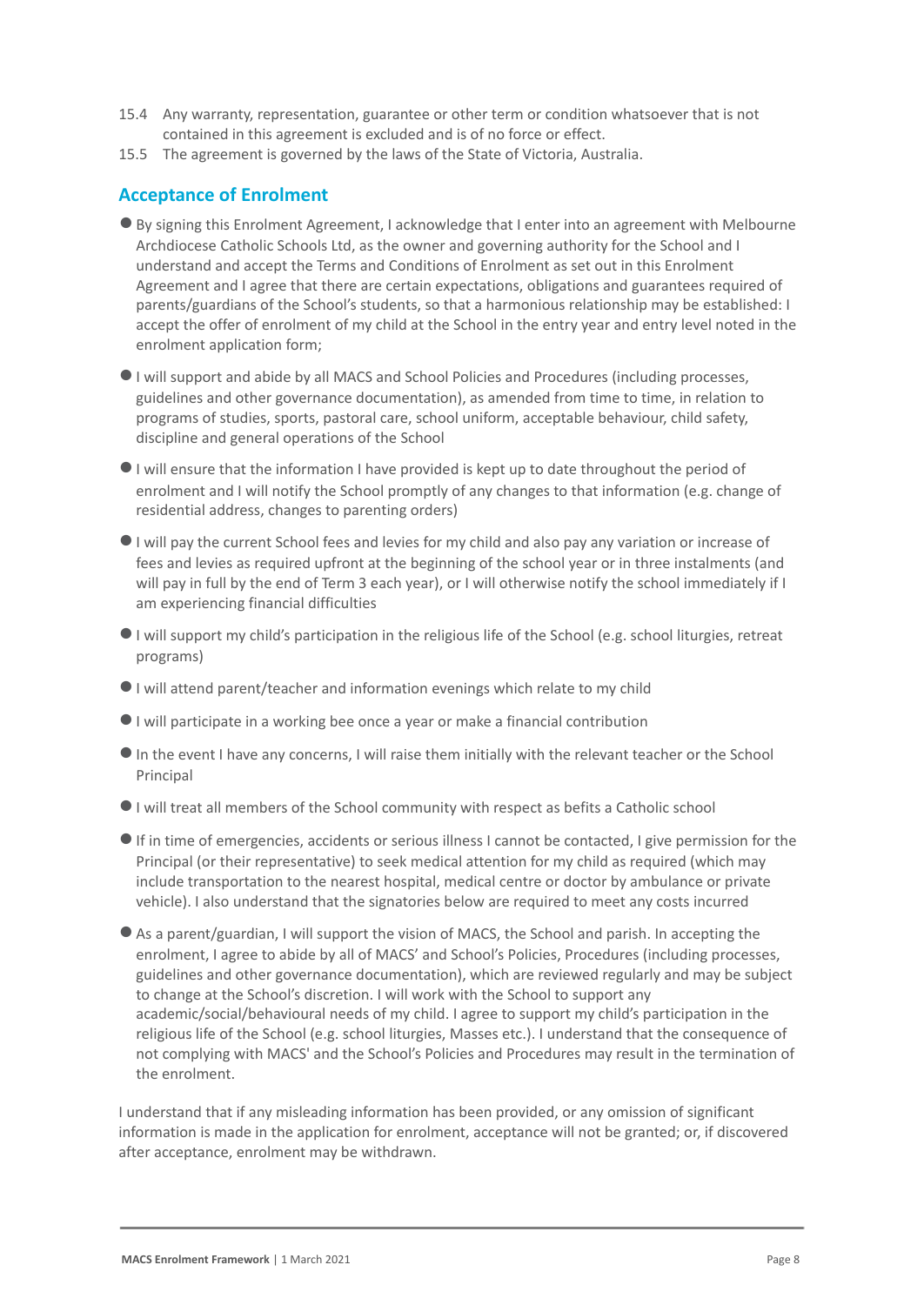15.4 Any warranty, representation, guarantee or other term or condition whatsoever that is not contained in this agreement is excluded and is of no force or effect.

15.5 The agreement is governed by the laws of the State of Victoria, Australia.

## Acceptance of Enrolment

- By signing this Enrolment Agreement, I acknowledge that I enter into an agreement with Melbourne Archdiocese Catholic Schools Ltd, as the owner and governing authority for the School and I understand and accept the Terms and Conditions of Enrolment as set out in this Enrolment Agreement and I agree that there are certain expectations, obligations and guarantees required of parents/guardians of the School's students, so that a harmonious relationship may be established: I accept the offer of enrolment of my child at the School in the entry year and entry level noted in the enrolment application form;
- I will support and abide by all MACS and School Policies and Procedures (including processes, guidelines and other governance documentation), as amended from time to time, in relation to programs of studies, sports, pastoral care, school uniform, acceptable behaviour, child safety, discipline and general operations of the School
- I will ensure that the information I have provided is kept up to date throughout the period of enrolment and I will notify the School promptly of any changes to that information (e.g. change of residential address, changes to parenting orders)
- I will pay the current School fees and levies for my child and also pay any variation or increase of fees and levies as required upfront at the beginning of the school year or in three instalments (and will pay in full by the end of Term 3 each year), or I will otherwise notify the school immediately if I am experiencing financial difficulties
- I will support my child's participation in the religious life of the School (e.g. school liturgies, retreat programs)
- I will attend parent/teacher and information evenings which relate to my child
- I will participate in a working bee once a year or make a financial contribution
- In the event I have any concerns, I will raise them initially with the relevant teacher or the School Principal
- I will treat all members of the School community with respect as befits a Catholic school
- If in time of emergencies, accidents or serious illness I cannot be contacted, I give permission for the Principal (or their representative) to seek medical attention for my child as required (which may include transportation to the nearest hospital, medical centre or doctor by ambulance or private vehicle). I also understand that the signatories below are required to meet any costs incurred
- As a parent/guardian, I will support the vision of MACS, the School and parish. In accepting the enrolment, I agree to abide by all of MACS' and School's Policies, Procedures (including processes, guidelines and other governance documentation), which are reviewed regularly and may be subject to change at the School's discretion. I will work with the School to support any academic/social/behavioural needs of my child. I agree to support my child's participation in the religious life of the School (e.g. school liturgies, Masses etc.). I understand that the consequence of not complying with MACS' and the School's Policies and Procedures may result in the termination of the enrolment.

I understand that if any misleading information has been provided, or any omission of significant information is made in the application for enrolment, acceptance will not be granted; or, if discovered after acceptance, enrolment may be withdrawn.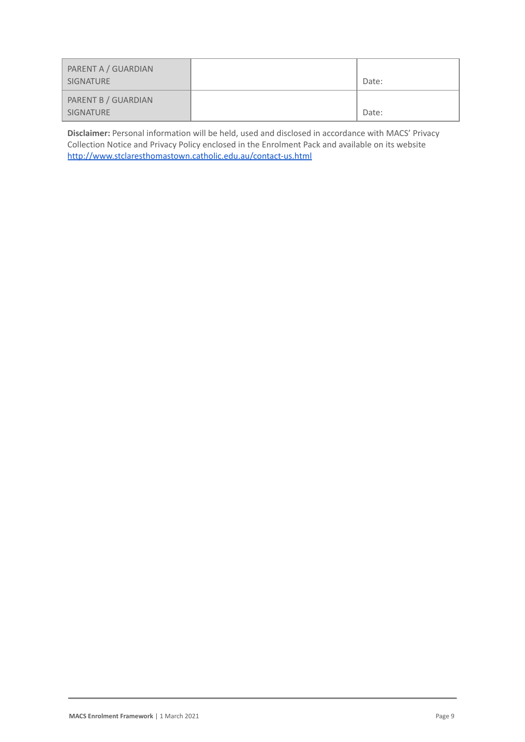| | | |
|---|---|---|
| PARENT A / GUARDIAN SIGNATURE | | Date: |
| PARENT B / GUARDIAN SIGNATURE | | Date: |

**Disclaimer:** Personal information will be held, used and disclosed in accordance with MACS' Privacy Collection Notice and Privacy Policy enclosed in the Enrolment Pack and available on its website http://www.stclaresthomastown.catholic.edu.au/contact-us.html